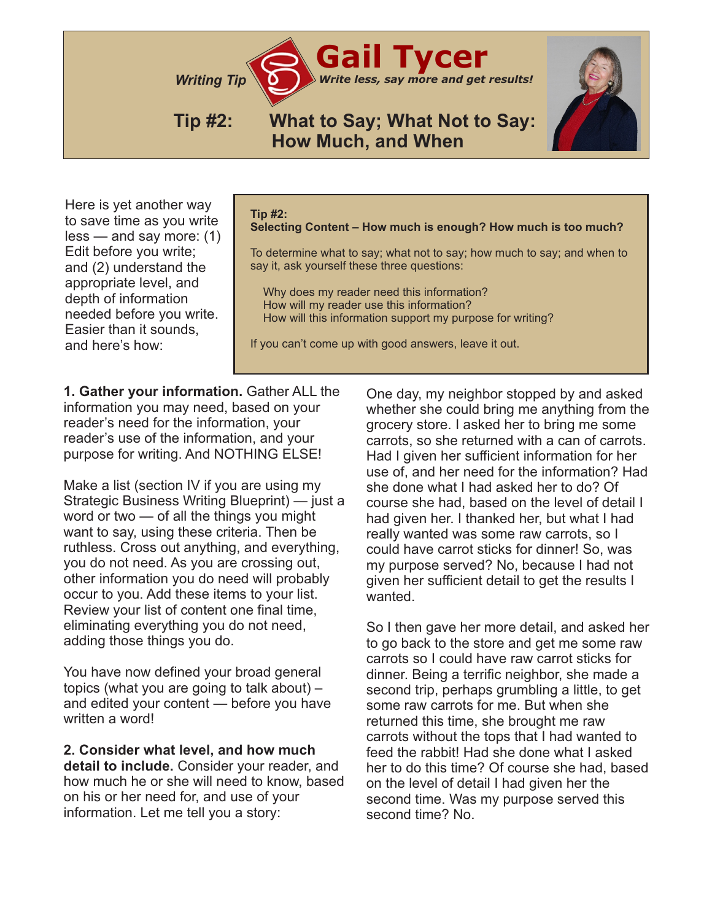*Writing Tip*

# Gail Tycer

***Write less, say more and get results!***

## Tip #2: What to Say; What Not to Say: How Much, and When

Here is yet another way to save time as you write less — and say more: (1) Edit before you write; and (2) understand the appropriate level, and depth of information needed before you write. Easier than it sounds, and here's how:

> **Tip #2:**
> **Selecting Content – How much is enough? How much is too much?**
>
> To determine what to say; what not to say; how much to say; and when to say it, ask yourself these three questions:
>
> Why does my reader need this information?
> How will my reader use this information?
> How will this information support my purpose for writing?
>
> If you can't come up with good answers, leave it out.

**1. Gather your information.** Gather ALL the information you may need, based on your reader's need for the information, your reader's use of the information, and your purpose for writing. And NOTHING ELSE!

Make a list (section IV if you are using my Strategic Business Writing Blueprint) — just a word or two — of all the things you might want to say, using these criteria. Then be ruthless. Cross out anything, and everything, you do not need. As you are crossing out, other information you do need will probably occur to you. Add these items to your list. Review your list of content one final time, eliminating everything you do not need, adding those things you do.

You have now defined your broad general topics (what you are going to talk about) – and edited your content — before you have written a word!

**2. Consider what level, and how much detail to include.** Consider your reader, and how much he or she will need to know, based on his or her need for, and use of your information. Let me tell you a story:

One day, my neighbor stopped by and asked whether she could bring me anything from the grocery store. I asked her to bring me some carrots, so she returned with a can of carrots. Had I given her sufficient information for her use of, and her need for the information? Had she done what I had asked her to do? Of course she had, based on the level of detail I had given her. I thanked her, but what I had really wanted was some raw carrots, so I could have carrot sticks for dinner! So, was my purpose served? No, because I had not given her sufficient detail to get the results I wanted.

So I then gave her more detail, and asked her to go back to the store and get me some raw carrots so I could have raw carrot sticks for dinner. Being a terrific neighbor, she made a second trip, perhaps grumbling a little, to get some raw carrots for me. But when she returned this time, she brought me raw carrots without the tops that I had wanted to feed the rabbit! Had she done what I asked her to do this time? Of course she had, based on the level of detail I had given her the second time. Was my purpose served this second time? No.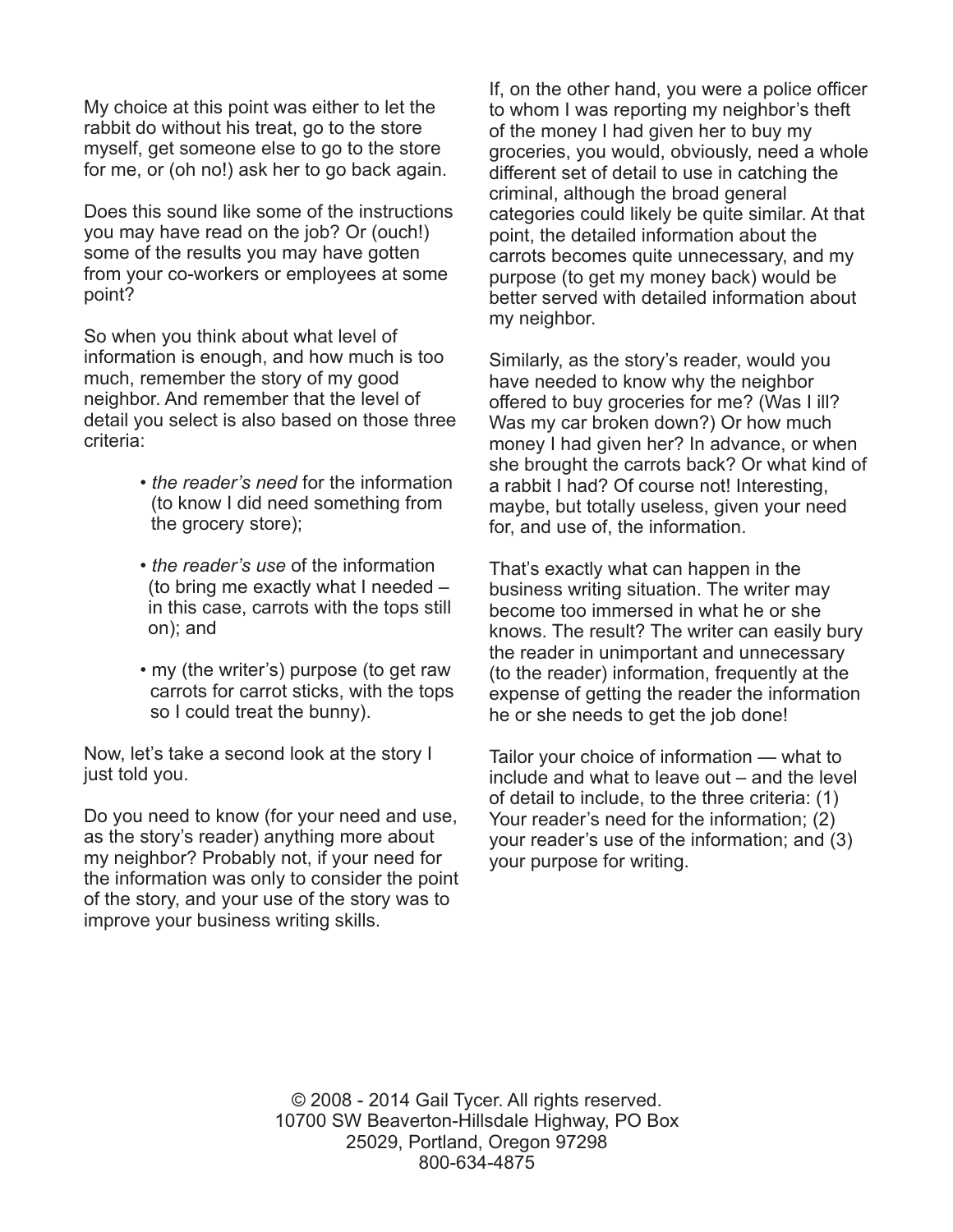My choice at this point was either to let the rabbit do without his treat, go to the store myself, get someone else to go to the store for me, or (oh no!) ask her to go back again.

Does this sound like some of the instructions you may have read on the job? Or (ouch!) some of the results you may have gotten from your co-workers or employees at some point?

So when you think about what level of information is enough, and how much is too much, remember the story of my good neighbor. And remember that the level of detail you select is also based on those three criteria:

- *the reader's need* for the information (to know I did need something from the grocery store);
- *the reader's use* of the information (to bring me exactly what I needed – in this case, carrots with the tops still on); and
- my (the writer's) purpose (to get raw carrots for carrot sticks, with the tops so I could treat the bunny).

Now, let's take a second look at the story I just told you.

Do you need to know (for your need and use, as the story's reader) anything more about my neighbor? Probably not, if your need for the information was only to consider the point of the story, and your use of the story was to improve your business writing skills.

If, on the other hand, you were a police officer to whom I was reporting my neighbor's theft of the money I had given her to buy my groceries, you would, obviously, need a whole different set of detail to use in catching the criminal, although the broad general categories could likely be quite similar. At that point, the detailed information about the carrots becomes quite unnecessary, and my purpose (to get my money back) would be better served with detailed information about my neighbor.

Similarly, as the story's reader, would you have needed to know why the neighbor offered to buy groceries for me? (Was I ill? Was my car broken down?) Or how much money I had given her? In advance, or when she brought the carrots back? Or what kind of a rabbit I had? Of course not! Interesting, maybe, but totally useless, given your need for, and use of, the information.

That's exactly what can happen in the business writing situation. The writer may become too immersed in what he or she knows. The result? The writer can easily bury the reader in unimportant and unnecessary (to the reader) information, frequently at the expense of getting the reader the information he or she needs to get the job done!

Tailor your choice of information — what to include and what to leave out – and the level of detail to include, to the three criteria: (1) Your reader's need for the information; (2) your reader's use of the information; and (3) your purpose for writing.

© 2008 - 2014 Gail Tycer. All rights reserved.
10700 SW Beaverton-Hillsdale Highway, PO Box 25029, Portland, Oregon 97298
800-634-4875